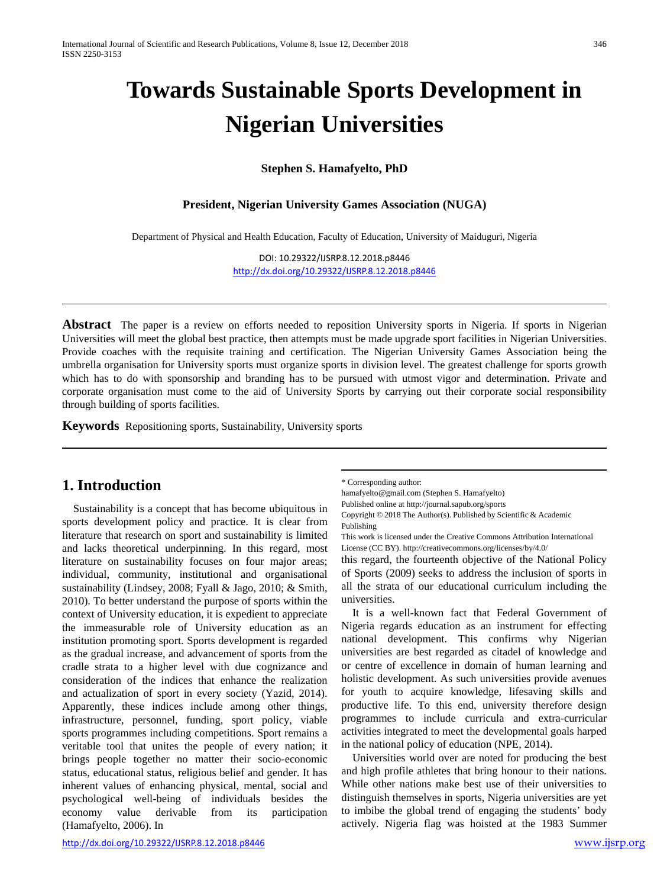# Towards Sustainable Sports Development in Nigerian Universities

**Stephen S. Hamafyelto, PhD**

**President, Nigerian University Games Association (NUGA)**

Department of Physical and Health Education, Faculty of Education, University of Maiduguri, Nigeria

DOI: 10.29322/IJSRP.8.12.2018.p8446
http://dx.doi.org/10.29322/IJSRP.8.12.2018.p8446

**Abstract** The paper is a review on efforts needed to reposition University sports in Nigeria. If sports in Nigerian Universities will meet the global best practice, then attempts must be made upgrade sport facilities in Nigerian Universities. Provide coaches with the requisite training and certification. The Nigerian University Games Association being the umbrella organisation for University sports must organize sports in division level. The greatest challenge for sports growth which has to do with sponsorship and branding has to be pursued with utmost vigor and determination. Private and corporate organisation must come to the aid of University Sports by carrying out their corporate social responsibility through building of sports facilities.

**Keywords** Repositioning sports, Sustainability, University sports

## 1. Introduction

Sustainability is a concept that has become ubiquitous in sports development policy and practice. It is clear from literature that research on sport and sustainability is limited and lacks theoretical underpinning. In this regard, most literature on sustainability focuses on four major areas; individual, community, institutional and organisational sustainability (Lindsey, 2008; Fyall & Jago, 2010; & Smith, 2010). To better understand the purpose of sports within the context of University education, it is expedient to appreciate the immeasurable role of University education as an institution promoting sport. Sports development is regarded as the gradual increase, and advancement of sports from the cradle strata to a higher level with due cognizance and consideration of the indices that enhance the realization and actualization of sport in every society (Yazid, 2014). Apparently, these indices include among other things, infrastructure, personnel, funding, sport policy, viable sports programmes including competitions. Sport remains a veritable tool that unites the people of every nation; it brings people together no matter their socio-economic status, educational status, religious belief and gender. It has inherent values of enhancing physical, mental, social and psychological well-being of individuals besides the economy value derivable from its participation (Hamafyelto, 2006). In this regard, the fourteenth objective of the National Policy of Sports (2009) seeks to address the inclusion of sports in all the strata of our educational curriculum including the universities.

It is a well-known fact that Federal Government of Nigeria regards education as an instrument for effecting national development. This confirms why Nigerian universities are best regarded as citadel of knowledge and or centre of excellence in domain of human learning and holistic development. As such universities provide avenues for youth to acquire knowledge, lifesaving skills and productive life. To this end, university therefore design programmes to include curricula and extra-curricular activities integrated to meet the developmental goals harped in the national policy of education (NPE, 2014).

Universities world over are noted for producing the best and high profile athletes that bring honour to their nations. While other nations make best use of their universities to distinguish themselves in sports, Nigeria universities are yet to imbibe the global trend of engaging the students' body actively. Nigeria flag was hoisted at the 1983 Summer

\* Corresponding author:
hamafyelto@gmail.com (Stephen S. Hamafyelto)
Published online at http://journal.sapub.org/sports
Copyright © 2018 The Author(s). Published by Scientific & Academic Publishing
This work is licensed under the Creative Commons Attribution International License (CC BY). http://creativecommons.org/licenses/by/4.0/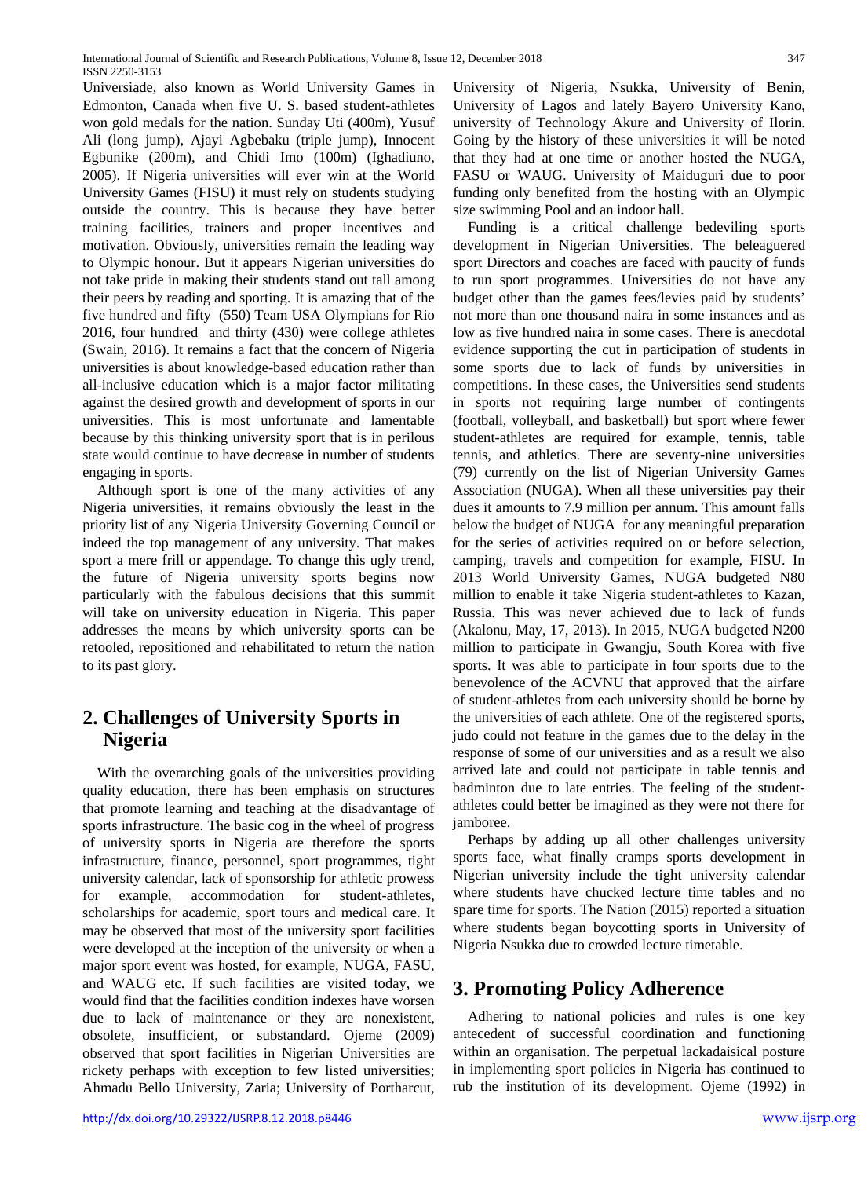Universiade, also known as World University Games in Edmonton, Canada when five U. S. based student-athletes won gold medals for the nation. Sunday Uti (400m), Yusuf Ali (long jump), Ajayi Agbebaku (triple jump), Innocent Egbunike (200m), and Chidi Imo (100m) (Ighadiuno, 2005). If Nigeria universities will ever win at the World University Games (FISU) it must rely on students studying outside the country. This is because they have better training facilities, trainers and proper incentives and motivation. Obviously, universities remain the leading way to Olympic honour. But it appears Nigerian universities do not take pride in making their students stand out tall among their peers by reading and sporting. It is amazing that of the five hundred and fifty (550) Team USA Olympians for Rio 2016, four hundred and thirty (430) were college athletes (Swain, 2016). It remains a fact that the concern of Nigeria universities is about knowledge-based education rather than all-inclusive education which is a major factor militating against the desired growth and development of sports in our universities. This is most unfortunate and lamentable because by this thinking university sport that is in perilous state would continue to have decrease in number of students engaging in sports.

Although sport is one of the many activities of any Nigeria universities, it remains obviously the least in the priority list of any Nigeria University Governing Council or indeed the top management of any university. That makes sport a mere frill or appendage. To change this ugly trend, the future of Nigeria university sports begins now particularly with the fabulous decisions that this summit will take on university education in Nigeria. This paper addresses the means by which university sports can be retooled, repositioned and rehabilitated to return the nation to its past glory.

## 2. Challenges of University Sports in Nigeria

With the overarching goals of the universities providing quality education, there has been emphasis on structures that promote learning and teaching at the disadvantage of sports infrastructure. The basic cog in the wheel of progress of university sports in Nigeria are therefore the sports infrastructure, finance, personnel, sport programmes, tight university calendar, lack of sponsorship for athletic prowess for example, accommodation for student-athletes, scholarships for academic, sport tours and medical care. It may be observed that most of the university sport facilities were developed at the inception of the university or when a major sport event was hosted, for example, NUGA, FASU, and WAUG etc. If such facilities are visited today, we would find that the facilities condition indexes have worsen due to lack of maintenance or they are nonexistent, obsolete, insufficient, or substandard. Ojeme (2009) observed that sport facilities in Nigerian Universities are rickety perhaps with exception to few listed universities; Ahmadu Bello University, Zaria; University of Portharcut, University of Nigeria, Nsukka, University of Benin, University of Lagos and lately Bayero University Kano, university of Technology Akure and University of Ilorin. Going by the history of these universities it will be noted that they had at one time or another hosted the NUGA, FASU or WAUG. University of Maiduguri due to poor funding only benefited from the hosting with an Olympic size swimming Pool and an indoor hall.

Funding is a critical challenge bedeviling sports development in Nigerian Universities. The beleaguered sport Directors and coaches are faced with paucity of funds to run sport programmes. Universities do not have any budget other than the games fees/levies paid by students' not more than one thousand naira in some instances and as low as five hundred naira in some cases. There is anecdotal evidence supporting the cut in participation of students in some sports due to lack of funds by universities in competitions. In these cases, the Universities send students in sports not requiring large number of contingents (football, volleyball, and basketball) but sport where fewer student-athletes are required for example, tennis, table tennis, and athletics. There are seventy-nine universities (79) currently on the list of Nigerian University Games Association (NUGA). When all these universities pay their dues it amounts to 7.9 million per annum. This amount falls below the budget of NUGA for any meaningful preparation for the series of activities required on or before selection, camping, travels and competition for example, FISU. In 2013 World University Games, NUGA budgeted N80 million to enable it take Nigeria student-athletes to Kazan, Russia. This was never achieved due to lack of funds (Akalonu, May, 17, 2013). In 2015, NUGA budgeted N200 million to participate in Gwangju, South Korea with five sports. It was able to participate in four sports due to the benevolence of the ACVNU that approved that the airfare of student-athletes from each university should be borne by the universities of each athlete. One of the registered sports, judo could not feature in the games due to the delay in the response of some of our universities and as a result we also arrived late and could not participate in table tennis and badminton due to late entries. The feeling of the student-athletes could better be imagined as they were not there for jamboree.

Perhaps by adding up all other challenges university sports face, what finally cramps sports development in Nigerian university include the tight university calendar where students have chucked lecture time tables and no spare time for sports. The Nation (2015) reported a situation where students began boycotting sports in University of Nigeria Nsukka due to crowded lecture timetable.

## 3. Promoting Policy Adherence

Adhering to national policies and rules is one key antecedent of successful coordination and functioning within an organisation. The perpetual lackadaisical posture in implementing sport policies in Nigeria has continued to rub the institution of its development. Ojeme (1992) in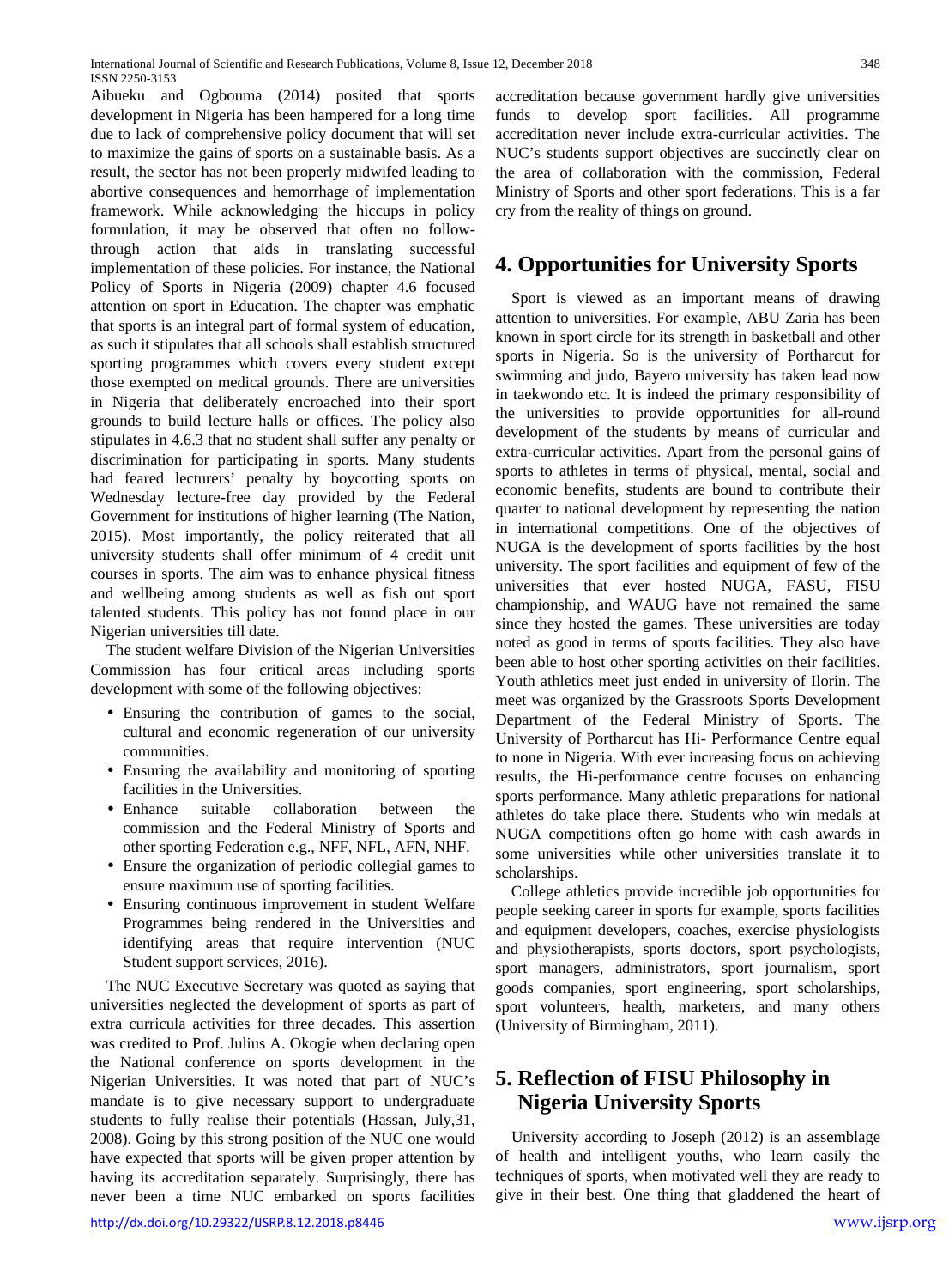Aibueku and Ogbouma (2014) posited that sports development in Nigeria has been hampered for a long time due to lack of comprehensive policy document that will set to maximize the gains of sports on a sustainable basis. As a result, the sector has not been properly midwifed leading to abortive consequences and hemorrhage of implementation framework. While acknowledging the hiccups in policy formulation, it may be observed that often no follow-through action that aids in translating successful implementation of these policies. For instance, the National Policy of Sports in Nigeria (2009) chapter 4.6 focused attention on sport in Education. The chapter was emphatic that sports is an integral part of formal system of education, as such it stipulates that all schools shall establish structured sporting programmes which covers every student except those exempted on medical grounds. There are universities in Nigeria that deliberately encroached into their sport grounds to build lecture halls or offices. The policy also stipulates in 4.6.3 that no student shall suffer any penalty or discrimination for participating in sports. Many students had feared lecturers' penalty by boycotting sports on Wednesday lecture-free day provided by the Federal Government for institutions of higher learning (The Nation, 2015). Most importantly, the policy reiterated that all university students shall offer minimum of 4 credit unit courses in sports. The aim was to enhance physical fitness and wellbeing among students as well as fish out sport talented students. This policy has not found place in our Nigerian universities till date.

The student welfare Division of the Nigerian Universities Commission has four critical areas including sports development with some of the following objectives:

- Ensuring the contribution of games to the social, cultural and economic regeneration of our university communities.
- Ensuring the availability and monitoring of sporting facilities in the Universities.
- Enhance suitable collaboration between the commission and the Federal Ministry of Sports and other sporting Federation e.g., NFF, NFL, AFN, NHF.
- Ensure the organization of periodic collegial games to ensure maximum use of sporting facilities.
- Ensuring continuous improvement in student Welfare Programmes being rendered in the Universities and identifying areas that require intervention (NUC Student support services, 2016).

The NUC Executive Secretary was quoted as saying that universities neglected the development of sports as part of extra curricula activities for three decades. This assertion was credited to Prof. Julius A. Okogie when declaring open the National conference on sports development in the Nigerian Universities. It was noted that part of NUC's mandate is to give necessary support to undergraduate students to fully realise their potentials (Hassan, July,31, 2008). Going by this strong position of the NUC one would have expected that sports will be given proper attention by having its accreditation separately. Surprisingly, there has never been a time NUC embarked on sports facilities accreditation because government hardly give universities funds to develop sport facilities. All programme accreditation never include extra-curricular activities. The NUC's students support objectives are succinctly clear on the area of collaboration with the commission, Federal Ministry of Sports and other sport federations. This is a far cry from the reality of things on ground.

## 4. Opportunities for University Sports

Sport is viewed as an important means of drawing attention to universities. For example, ABU Zaria has been known in sport circle for its strength in basketball and other sports in Nigeria. So is the university of Portharcut for swimming and judo, Bayero university has taken lead now in taekwondo etc. It is indeed the primary responsibility of the universities to provide opportunities for all-round development of the students by means of curricular and extra-curricular activities. Apart from the personal gains of sports to athletes in terms of physical, mental, social and economic benefits, students are bound to contribute their quarter to national development by representing the nation in international competitions. One of the objectives of NUGA is the development of sports facilities by the host university. The sport facilities and equipment of few of the universities that ever hosted NUGA, FASU, FISU championship, and WAUG have not remained the same since they hosted the games. These universities are today noted as good in terms of sports facilities. They also have been able to host other sporting activities on their facilities. Youth athletics meet just ended in university of Ilorin. The meet was organized by the Grassroots Sports Development Department of the Federal Ministry of Sports. The University of Portharcut has Hi- Performance Centre equal to none in Nigeria. With ever increasing focus on achieving results, the Hi-performance centre focuses on enhancing sports performance. Many athletic preparations for national athletes do take place there. Students who win medals at NUGA competitions often go home with cash awards in some universities while other universities translate it to scholarships.

College athletics provide incredible job opportunities for people seeking career in sports for example, sports facilities and equipment developers, coaches, exercise physiologists and physiotherapists, sports doctors, sport psychologists, sport managers, administrators, sport journalism, sport goods companies, sport engineering, sport scholarships, sport volunteers, health, marketers, and many others (University of Birmingham, 2011).

## 5. Reflection of FISU Philosophy in Nigeria University Sports

University according to Joseph (2012) is an assemblage of health and intelligent youths, who learn easily the techniques of sports, when motivated well they are ready to give in their best. One thing that gladdened the heart of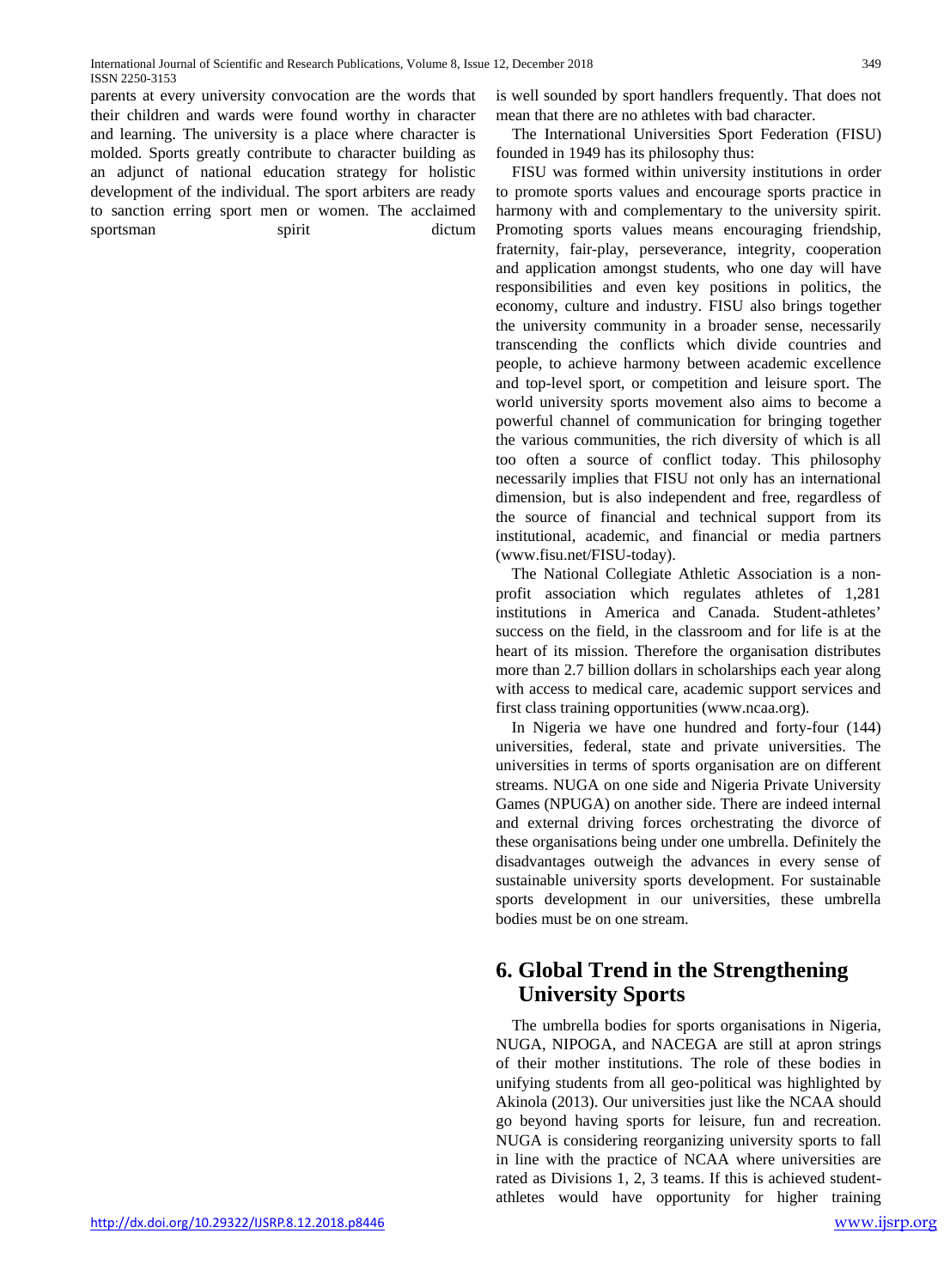parents at every university convocation are the words that their children and wards were found worthy in character and learning. The university is a place where character is molded. Sports greatly contribute to character building as an adjunct of national education strategy for holistic development of the individual. The sport arbiters are ready to sanction erring sport men or women. The acclaimed sportsman spirit dictum is well sounded by sport handlers frequently. That does not mean that there are no athletes with bad character.

The International Universities Sport Federation (FISU) founded in 1949 has its philosophy thus:

FISU was formed within university institutions in order to promote sports values and encourage sports practice in harmony with and complementary to the university spirit. Promoting sports values means encouraging friendship, fraternity, fair-play, perseverance, integrity, cooperation and application amongst students, who one day will have responsibilities and even key positions in politics, the economy, culture and industry. FISU also brings together the university community in a broader sense, necessarily transcending the conflicts which divide countries and people, to achieve harmony between academic excellence and top-level sport, or competition and leisure sport. The world university sports movement also aims to become a powerful channel of communication for bringing together the various communities, the rich diversity of which is all too often a source of conflict today. This philosophy necessarily implies that FISU not only has an international dimension, but is also independent and free, regardless of the source of financial and technical support from its institutional, academic, and financial or media partners (www.fisu.net/FISU-today).

The National Collegiate Athletic Association is a non-profit association which regulates athletes of 1,281 institutions in America and Canada. Student-athletes' success on the field, in the classroom and for life is at the heart of its mission. Therefore the organisation distributes more than 2.7 billion dollars in scholarships each year along with access to medical care, academic support services and first class training opportunities (www.ncaa.org).

In Nigeria we have one hundred and forty-four (144) universities, federal, state and private universities. The universities in terms of sports organisation are on different streams. NUGA on one side and Nigeria Private University Games (NPUGA) on another side. There are indeed internal and external driving forces orchestrating the divorce of these organisations being under one umbrella. Definitely the disadvantages outweigh the advances in every sense of sustainable university sports development. For sustainable sports development in our universities, these umbrella bodies must be on one stream.

## 6. Global Trend in the Strengthening University Sports

The umbrella bodies for sports organisations in Nigeria, NUGA, NIPOGA, and NACEGA are still at apron strings of their mother institutions. The role of these bodies in unifying students from all geo-political was highlighted by Akinola (2013). Our universities just like the NCAA should go beyond having sports for leisure, fun and recreation. NUGA is considering reorganizing university sports to fall in line with the practice of NCAA where universities are rated as Divisions 1, 2, 3 teams. If this is achieved student-athletes would have opportunity for higher training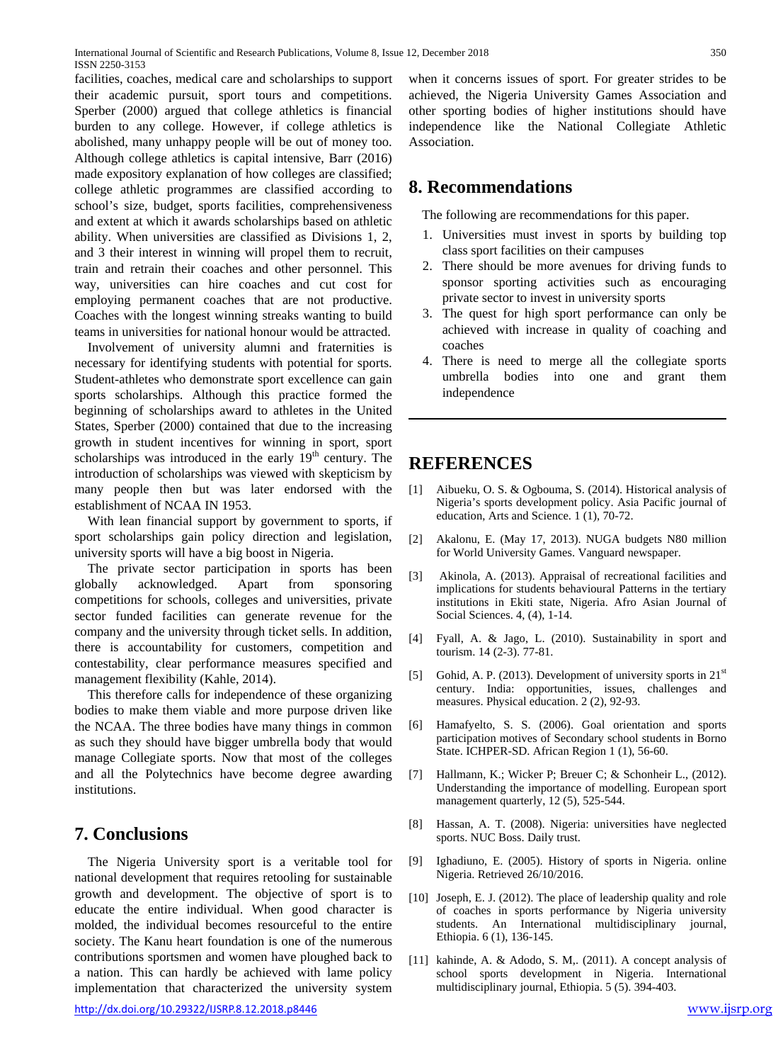facilities, coaches, medical care and scholarships to support their academic pursuit, sport tours and competitions. Sperber (2000) argued that college athletics is financial burden to any college. However, if college athletics is abolished, many unhappy people will be out of money too. Although college athletics is capital intensive, Barr (2016) made expository explanation of how colleges are classified; college athletic programmes are classified according to school's size, budget, sports facilities, comprehensiveness and extent at which it awards scholarships based on athletic ability. When universities are classified as Divisions 1, 2, and 3 their interest in winning will propel them to recruit, train and retrain their coaches and other personnel. This way, universities can hire coaches and cut cost for employing permanent coaches that are not productive. Coaches with the longest winning streaks wanting to build teams in universities for national honour would be attracted.

Involvement of university alumni and fraternities is necessary for identifying students with potential for sports. Student-athletes who demonstrate sport excellence can gain sports scholarships. Although this practice formed the beginning of scholarships award to athletes in the United States, Sperber (2000) contained that due to the increasing growth in student incentives for winning in sport, sport scholarships was introduced in the early 19th century. The introduction of scholarships was viewed with skepticism by many people then but was later endorsed with the establishment of NCAA IN 1953.

With lean financial support by government to sports, if sport scholarships gain policy direction and legislation, university sports will have a big boost in Nigeria.

The private sector participation in sports has been globally acknowledged. Apart from sponsoring competitions for schools, colleges and universities, private sector funded facilities can generate revenue for the company and the university through ticket sells. In addition, there is accountability for customers, competition and contestability, clear performance measures specified and management flexibility (Kahle, 2014).

This therefore calls for independence of these organizing bodies to make them viable and more purpose driven like the NCAA. The three bodies have many things in common as such they should have bigger umbrella body that would manage Collegiate sports. Now that most of the colleges and all the Polytechnics have become degree awarding institutions.

## 7. Conclusions

The Nigeria University sport is a veritable tool for national development that requires retooling for sustainable growth and development. The objective of sport is to educate the entire individual. When good character is molded, the individual becomes resourceful to the entire society. The Kanu heart foundation is one of the numerous contributions sportsmen and women have ploughed back to a nation. This can hardly be achieved with lame policy implementation that characterized the university system when it concerns issues of sport. For greater strides to be achieved, the Nigeria University Games Association and other sporting bodies of higher institutions should have independence like the National Collegiate Athletic Association.

## 8. Recommendations

The following are recommendations for this paper.

1. Universities must invest in sports by building top class sport facilities on their campuses
2. There should be more avenues for driving funds to sponsor sporting activities such as encouraging private sector to invest in university sports
3. The quest for high sport performance can only be achieved with increase in quality of coaching and coaches
4. There is need to merge all the collegiate sports umbrella bodies into one and grant them independence

## REFERENCES

[1] Aibueku, O. S. & Ogbouma, S. (2014). Historical analysis of Nigeria's sports development policy. Asia Pacific journal of education, Arts and Science. 1 (1), 70-72.

[2] Akalonu, E. (May 17, 2013). NUGA budgets N80 million for World University Games. Vanguard newspaper.

[3] Akinola, A. (2013). Appraisal of recreational facilities and implications for students behavioural Patterns in the tertiary institutions in Ekiti state, Nigeria. Afro Asian Journal of Social Sciences. 4, (4), 1-14.

[4] Fyall, A. & Jago, L. (2010). Sustainability in sport and tourism. 14 (2-3). 77-81.

[5] Gohid, A. P. (2013). Development of university sports in 21st century. India: opportunities, issues, challenges and measures. Physical education. 2 (2), 92-93.

[6] Hamafyelto, S. S. (2006). Goal orientation and sports participation motives of Secondary school students in Borno State. ICHPER-SD. African Region 1 (1), 56-60.

[7] Hallmann, K.; Wicker P; Breuer C; & Schonheir L., (2012). Understanding the importance of modelling. European sport management quarterly, 12 (5), 525-544.

[8] Hassan, A. T. (2008). Nigeria: universities have neglected sports. NUC Boss. Daily trust.

[9] Ighadiuno, E. (2005). History of sports in Nigeria. online Nigeria. Retrieved 26/10/2016.

[10] Joseph, E. J. (2012). The place of leadership quality and role of coaches in sports performance by Nigeria university students. An International multidisciplinary journal, Ethiopia. 6 (1), 136-145.

[11] kahinde, A. & Adodo, S. M,. (2011). A concept analysis of school sports development in Nigeria. International multidisciplinary journal, Ethiopia. 5 (5). 394-403.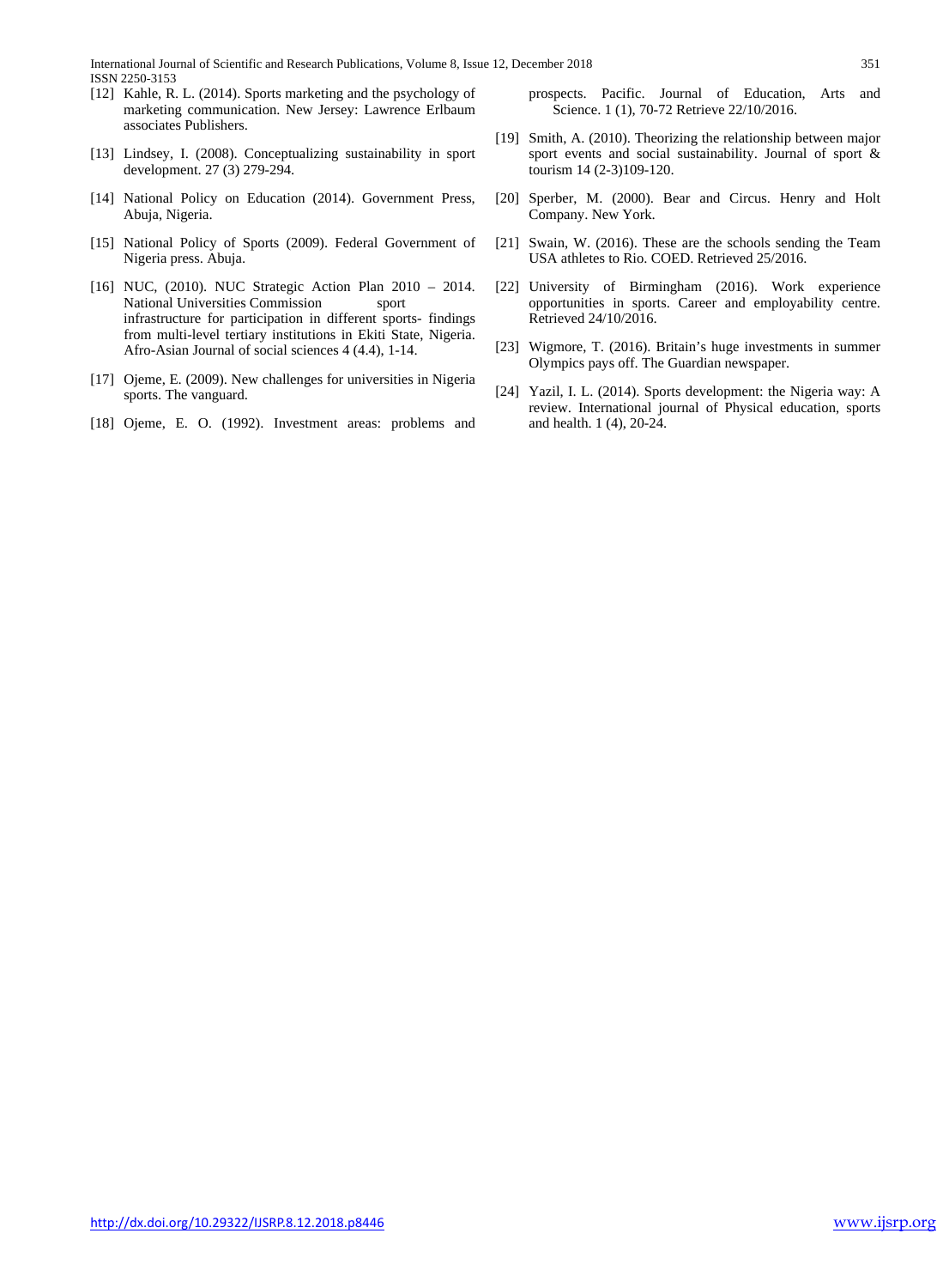[12] Kahle, R. L. (2014). Sports marketing and the psychology of marketing communication. New Jersey: Lawrence Erlbaum associates Publishers.

[13] Lindsey, I. (2008). Conceptualizing sustainability in sport development. 27 (3) 279-294.

[14] National Policy on Education (2014). Government Press, Abuja, Nigeria.

[15] National Policy of Sports (2009). Federal Government of Nigeria press. Abuja.

[16] NUC, (2010). NUC Strategic Action Plan 2010 – 2014. National Universities Commission sport infrastructure for participation in different sports- findings from multi-level tertiary institutions in Ekiti State, Nigeria. Afro-Asian Journal of social sciences 4 (4.4), 1-14.

[17] Ojeme, E. (2009). New challenges for universities in Nigeria sports. The vanguard.

[18] Ojeme, E. O. (1992). Investment areas: problems and prospects. Pacific. Journal of Education, Arts and Science. 1 (1), 70-72 Retrieve 22/10/2016.

[19] Smith, A. (2010). Theorizing the relationship between major sport events and social sustainability. Journal of sport & tourism 14 (2-3)109-120.

[20] Sperber, M. (2000). Bear and Circus. Henry and Holt Company. New York.

[21] Swain, W. (2016). These are the schools sending the Team USA athletes to Rio. COED. Retrieved 25/2016.

[22] University of Birmingham (2016). Work experience opportunities in sports. Career and employability centre. Retrieved 24/10/2016.

[23] Wigmore, T. (2016). Britain's huge investments in summer Olympics pays off. The Guardian newspaper.

[24] Yazil, I. L. (2014). Sports development: the Nigeria way: A review. International journal of Physical education, sports and health. 1 (4), 20-24.